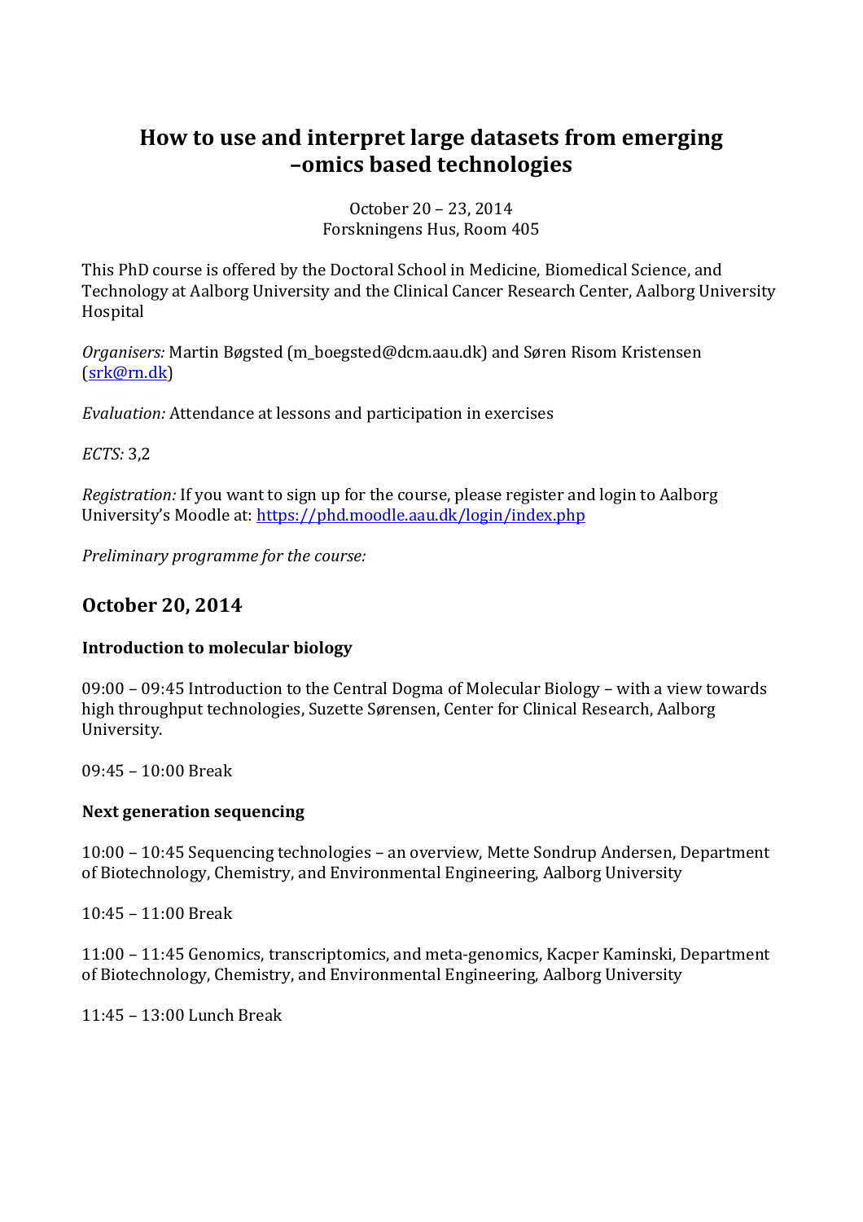# How to use and interpret large datasets from emerging –omics based technologies

October 20 – 23, 2014
Forskningens Hus, Room 405

This PhD course is offered by the Doctoral School in Medicine, Biomedical Science, and Technology at Aalborg University and the Clinical Cancer Research Center, Aalborg University Hospital

*Organisers:* Martin Bøgsted (m_boegsted@dcm.aau.dk) and Søren Risom Kristensen (srk@rn.dk)

*Evaluation:* Attendance at lessons and participation in exercises

*ECTS:* 3,2

*Registration:* If you want to sign up for the course, please register and login to Aalborg University's Moodle at: https://phd.moodle.aau.dk/login/index.php

*Preliminary programme for the course:*

## October 20, 2014

**Introduction to molecular biology**

09:00 – 09:45 Introduction to the Central Dogma of Molecular Biology – with a view towards high throughput technologies, Suzette Sørensen, Center for Clinical Research, Aalborg University.

09:45 – 10:00 Break

**Next generation sequencing**

10:00 – 10:45 Sequencing technologies – an overview, Mette Sondrup Andersen, Department of Biotechnology, Chemistry, and Environmental Engineering, Aalborg University

10:45 – 11:00 Break

11:00 – 11:45 Genomics, transcriptomics, and meta-genomics, Kacper Kaminski, Department of Biotechnology, Chemistry, and Environmental Engineering, Aalborg University

11:45 – 13:00 Lunch Break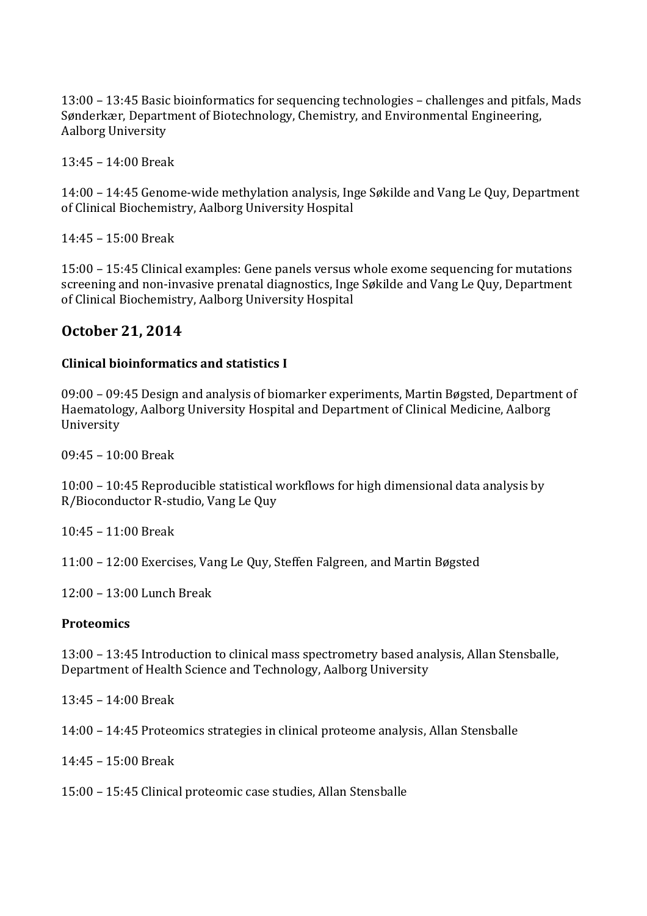13:00 – 13:45 Basic bioinformatics for sequencing technologies – challenges and pitfals, Mads Sønderkær, Department of Biotechnology, Chemistry, and Environmental Engineering, Aalborg University

13:45 – 14:00 Break

14:00 – 14:45 Genome-wide methylation analysis, Inge Søkilde and Vang Le Quy, Department of Clinical Biochemistry, Aalborg University Hospital

14:45 – 15:00 Break

15:00 – 15:45 Clinical examples: Gene panels versus whole exome sequencing for mutations screening and non-invasive prenatal diagnostics, Inge Søkilde and Vang Le Quy, Department of Clinical Biochemistry, Aalborg University Hospital

## October 21, 2014

### Clinical bioinformatics and statistics I

09:00 – 09:45 Design and analysis of biomarker experiments, Martin Bøgsted, Department of Haematology, Aalborg University Hospital and Department of Clinical Medicine, Aalborg University

09:45 – 10:00 Break

10:00 – 10:45 Reproducible statistical workflows for high dimensional data analysis by R/Bioconductor R-studio, Vang Le Quy

10:45 – 11:00 Break

11:00 – 12:00 Exercises, Vang Le Quy, Steffen Falgreen, and Martin Bøgsted

12:00 – 13:00 Lunch Break

### Proteomics

13:00 – 13:45 Introduction to clinical mass spectrometry based analysis, Allan Stensballe, Department of Health Science and Technology, Aalborg University

13:45 – 14:00 Break

14:00 – 14:45 Proteomics strategies in clinical proteome analysis, Allan Stensballe

14:45 – 15:00 Break

15:00 – 15:45 Clinical proteomic case studies, Allan Stensballe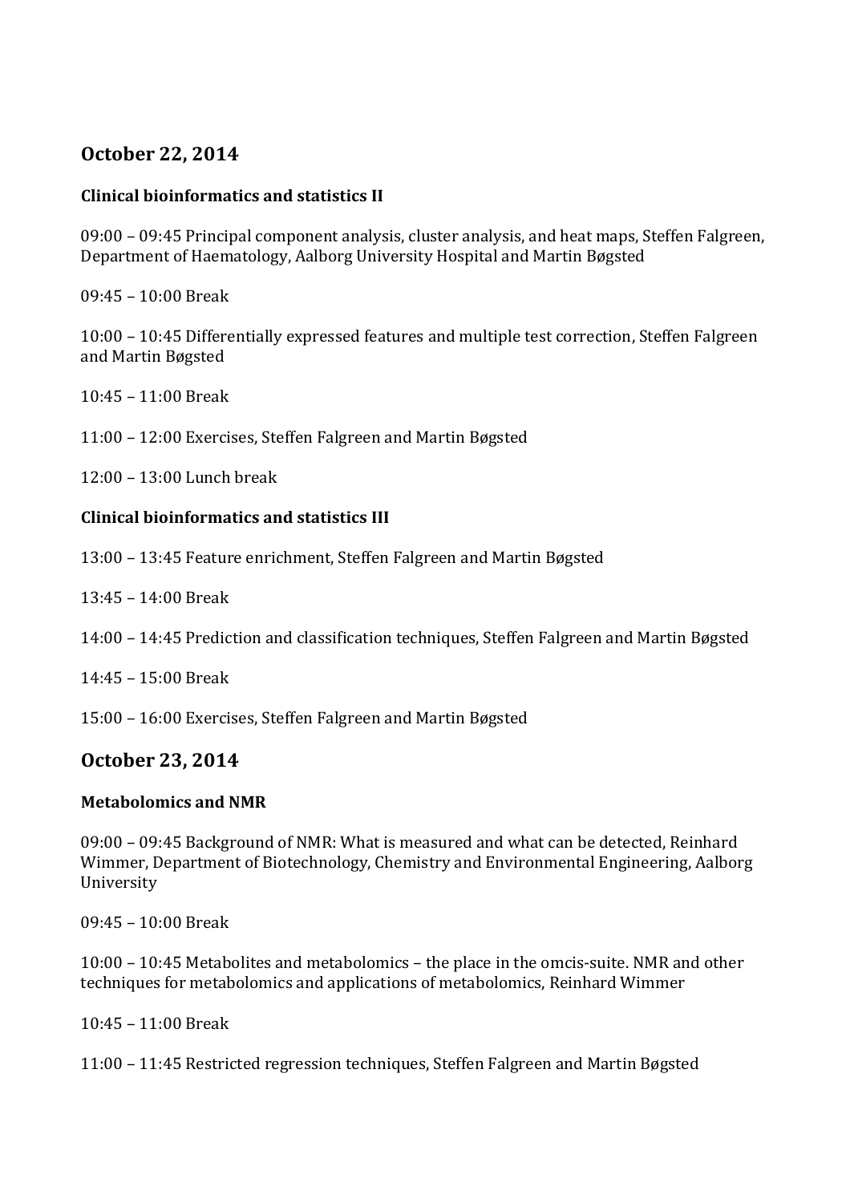## October 22, 2014

### Clinical bioinformatics and statistics II

09:00 – 09:45 Principal component analysis, cluster analysis, and heat maps, Steffen Falgreen, Department of Haematology, Aalborg University Hospital and Martin Bøgsted

09:45 – 10:00 Break

10:00 – 10:45 Differentially expressed features and multiple test correction, Steffen Falgreen and Martin Bøgsted

10:45 – 11:00 Break

11:00 – 12:00 Exercises, Steffen Falgreen and Martin Bøgsted

12:00 – 13:00 Lunch break

### Clinical bioinformatics and statistics III

13:00 – 13:45 Feature enrichment, Steffen Falgreen and Martin Bøgsted

13:45 – 14:00 Break

14:00 – 14:45 Prediction and classification techniques, Steffen Falgreen and Martin Bøgsted

14:45 – 15:00 Break

15:00 – 16:00 Exercises, Steffen Falgreen and Martin Bøgsted

## October 23, 2014

### Metabolomics and NMR

09:00 – 09:45 Background of NMR: What is measured and what can be detected, Reinhard Wimmer, Department of Biotechnology, Chemistry and Environmental Engineering, Aalborg University

09:45 – 10:00 Break

10:00 – 10:45 Metabolites and metabolomics – the place in the omcis-suite. NMR and other techniques for metabolomics and applications of metabolomics, Reinhard Wimmer

10:45 – 11:00 Break

11:00 – 11:45 Restricted regression techniques, Steffen Falgreen and Martin Bøgsted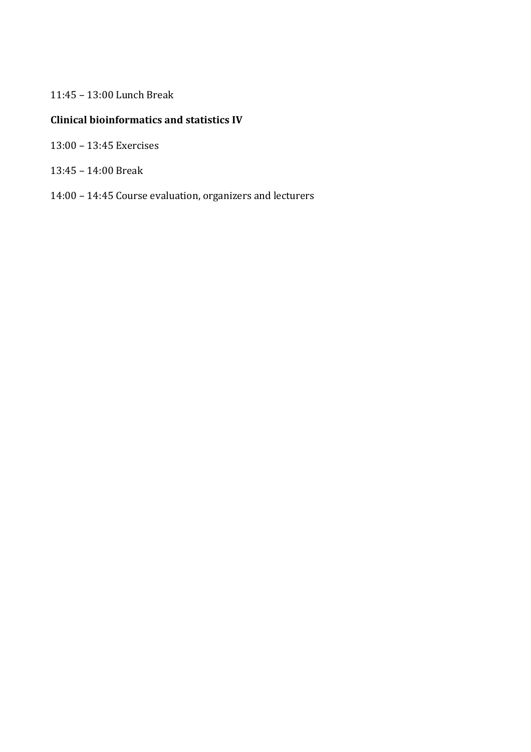11:45 – 13:00 Lunch Break

**Clinical bioinformatics and statistics IV**

13:00 – 13:45 Exercises

13:45 – 14:00 Break

14:00 – 14:45 Course evaluation, organizers and lecturers